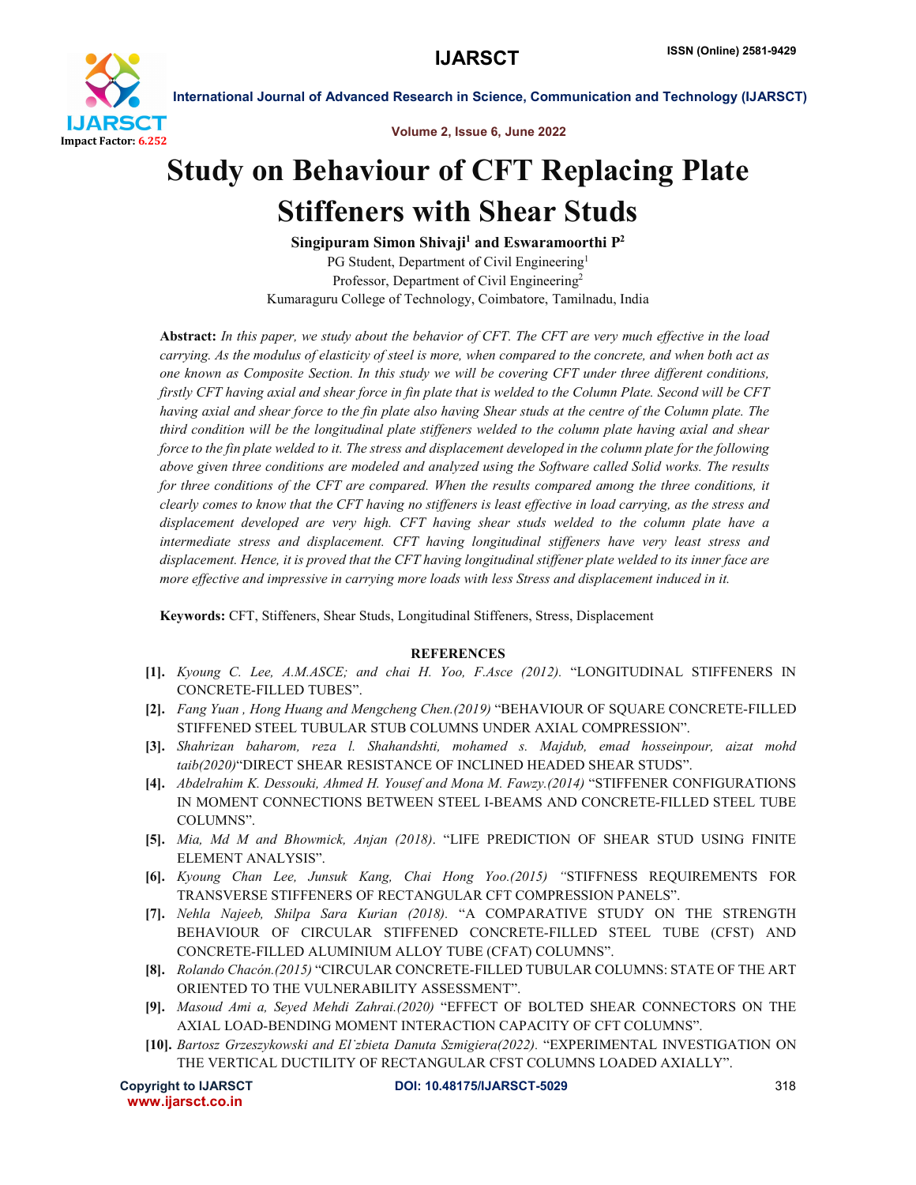# Study on Behaviour of CFT Replacing Plate Stiffeners with Shear Studs

**Singipuram Simon Shivaji[1] and Eswaramoorthi P[2]**

PG Student, Department of Civil Engineering[1]

Professor, Department of Civil Engineering[2]

Kumaraguru College of Technology, Coimbatore, Tamilnadu, India

**Abstract:** *In this paper, we study about the behavior of CFT. The CFT are very much effective in the load carrying. As the modulus of elasticity of steel is more, when compared to the concrete, and when both act as one known as Composite Section. In this study we will be covering CFT under three different conditions, firstly CFT having axial and shear force in fin plate that is welded to the Column Plate. Second will be CFT having axial and shear force to the fin plate also having Shear studs at the centre of the Column plate. The third condition will be the longitudinal plate stiffeners welded to the column plate having axial and shear force to the fin plate welded to it. The stress and displacement developed in the column plate for the following above given three conditions are modeled and analyzed using the Software called Solid works. The results for three conditions of the CFT are compared. When the results compared among the three conditions, it clearly comes to know that the CFT having no stiffeners is least effective in load carrying, as the stress and displacement developed are very high. CFT having shear studs welded to the column plate have a intermediate stress and displacement. CFT having longitudinal stiffeners have very least stress and displacement. Hence, it is proved that the CFT having longitudinal stiffener plate welded to its inner face are more effective and impressive in carrying more loads with less Stress and displacement induced in it.*

**Keywords:** CFT, Stiffeners, Shear Studs, Longitudinal Stiffeners, Stress, Displacement

## REFERENCES

**[1].** *Kyoung C. Lee, A.M.ASCE; and chai H. Yoo, F.Asce (2012).* "LONGITUDINAL STIFFENERS IN CONCRETE-FILLED TUBES".

**[2].** *Fang Yuan , Hong Huang and Mengcheng Chen.(2019)* "BEHAVIOUR OF SQUARE CONCRETE-FILLED STIFFENED STEEL TUBULAR STUB COLUMNS UNDER AXIAL COMPRESSION".

**[3].** *Shahrizan baharom, reza l. Shahandshti, mohamed s. Majdub, emad hosseinpour, aizat mohd taib(2020)*"DIRECT SHEAR RESISTANCE OF INCLINED HEADED SHEAR STUDS".

**[4].** *Abdelrahim K. Dessouki, Ahmed H. Yousef and Mona M. Fawzy.(2014)* "STIFFENER CONFIGURATIONS IN MOMENT CONNECTIONS BETWEEN STEEL I-BEAMS AND CONCRETE-FILLED STEEL TUBE COLUMNS".

**[5].** *Mia, Md M and Bhowmick, Anjan (2018)*. "LIFE PREDICTION OF SHEAR STUD USING FINITE ELEMENT ANALYSIS".

**[6].** *Kyoung Chan Lee, Junsuk Kang, Chai Hong Yoo.(2015) "*STIFFNESS REQUIREMENTS FOR TRANSVERSE STIFFENERS OF RECTANGULAR CFT COMPRESSION PANELS".

**[7].** *Nehla Najeeb, Shilpa Sara Kurian (2018).* "A COMPARATIVE STUDY ON THE STRENGTH BEHAVIOUR OF CIRCULAR STIFFENED CONCRETE-FILLED STEEL TUBE (CFST) AND CONCRETE-FILLED ALUMINIUM ALLOY TUBE (CFAT) COLUMNS".

**[8].** *Rolando Chacón.(2015)* "CIRCULAR CONCRETE-FILLED TUBULAR COLUMNS: STATE OF THE ART ORIENTED TO THE VULNERABILITY ASSESSMENT".

**[9].** *Masoud Ami a, Seyed Mehdi Zahrai.(2020)* "EFFECT OF BOLTED SHEAR CONNECTORS ON THE AXIAL LOAD-BENDING MOMENT INTERACTION CAPACITY OF CFT COLUMNS".

**[10].** *Bartosz Grzeszykowski and El˙zbieta Danuta Szmigiera(2022).* "EXPERIMENTAL INVESTIGATION ON THE VERTICAL DUCTILITY OF RECTANGULAR CFST COLUMNS LOADED AXIALLY".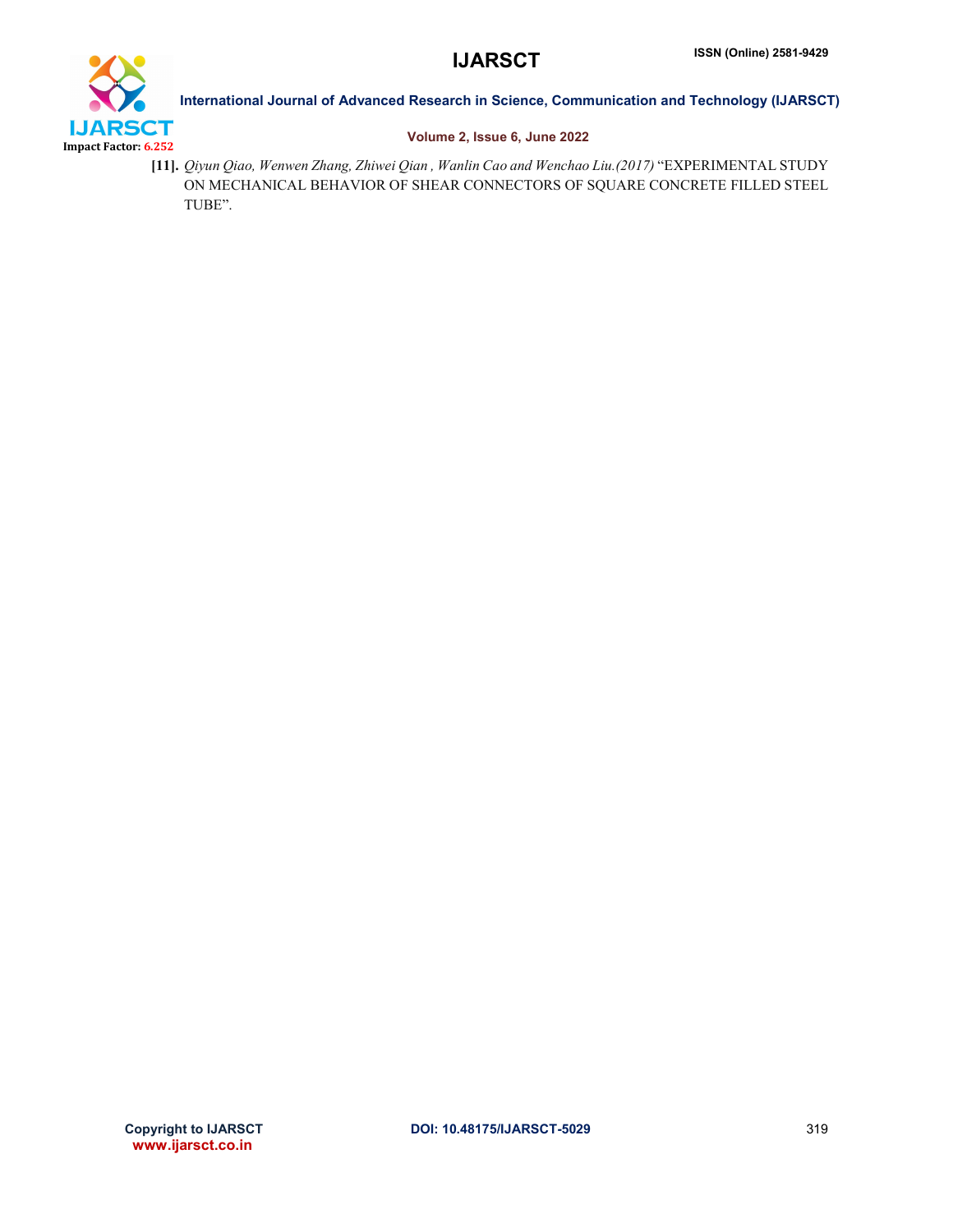[11]. *Qiyun Qiao, Wenwen Zhang, Zhiwei Qian , Wanlin Cao and Wenchao Liu.(2017)* "EXPERIMENTAL STUDY ON MECHANICAL BEHAVIOR OF SHEAR CONNECTORS OF SQUARE CONCRETE FILLED STEEL TUBE".